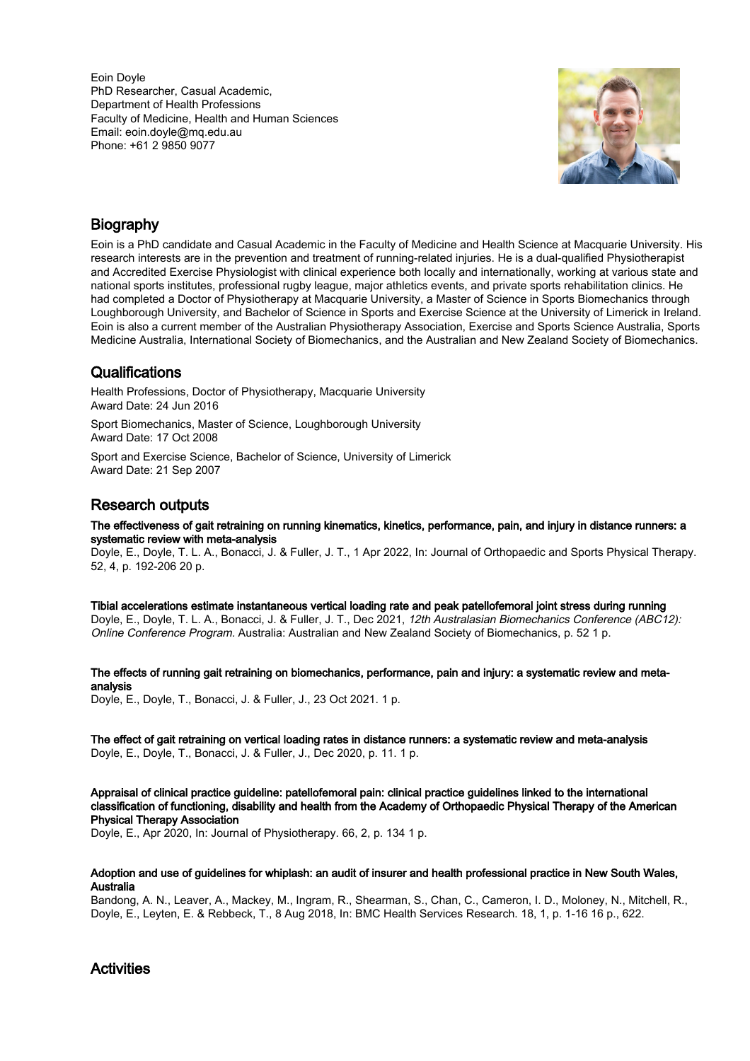Eoin Doyle
PhD Researcher, Casual Academic,
Department of Health Professions
Faculty of Medicine, Health and Human Sciences
Email: eoin.doyle@mq.edu.au
Phone: +61 2 9850 9077

## Biography

Eoin is a PhD candidate and Casual Academic in the Faculty of Medicine and Health Science at Macquarie University. His research interests are in the prevention and treatment of running-related injuries. He is a dual-qualified Physiotherapist and Accredited Exercise Physiologist with clinical experience both locally and internationally, working at various state and national sports institutes, professional rugby league, major athletics events, and private sports rehabilitation clinics. He had completed a Doctor of Physiotherapy at Macquarie University, a Master of Science in Sports Biomechanics through Loughborough University, and Bachelor of Science in Sports and Exercise Science at the University of Limerick in Ireland. Eoin is also a current member of the Australian Physiotherapy Association, Exercise and Sports Science Australia, Sports Medicine Australia, International Society of Biomechanics, and the Australian and New Zealand Society of Biomechanics.

## Qualifications

Health Professions, Doctor of Physiotherapy, Macquarie University
Award Date: 24 Jun 2016

Sport Biomechanics, Master of Science, Loughborough University
Award Date: 17 Oct 2008

Sport and Exercise Science, Bachelor of Science, University of Limerick
Award Date: 21 Sep 2007

## Research outputs

**The effectiveness of gait retraining on running kinematics, kinetics, performance, pain, and injury in distance runners: a systematic review with meta-analysis**
Doyle, E., Doyle, T. L. A., Bonacci, J. & Fuller, J. T., 1 Apr 2022, In: Journal of Orthopaedic and Sports Physical Therapy. 52, 4, p. 192-206 20 p.

**Tibial accelerations estimate instantaneous vertical loading rate and peak patellofemoral joint stress during running**
Doyle, E., Doyle, T. L. A., Bonacci, J. & Fuller, J. T., Dec 2021, *12th Australasian Biomechanics Conference (ABC12): Online Conference Program*. Australia: Australian and New Zealand Society of Biomechanics, p. 52 1 p.

**The effects of running gait retraining on biomechanics, performance, pain and injury: a systematic review and meta-analysis**
Doyle, E., Doyle, T., Bonacci, J. & Fuller, J., 23 Oct 2021. 1 p.

**The effect of gait retraining on vertical loading rates in distance runners: a systematic review and meta-analysis**
Doyle, E., Doyle, T., Bonacci, J. & Fuller, J., Dec 2020, p. 11. 1 p.

**Appraisal of clinical practice guideline: patellofemoral pain: clinical practice guidelines linked to the international classification of functioning, disability and health from the Academy of Orthopaedic Physical Therapy of the American Physical Therapy Association**
Doyle, E., Apr 2020, In: Journal of Physiotherapy. 66, 2, p. 134 1 p.

**Adoption and use of guidelines for whiplash: an audit of insurer and health professional practice in New South Wales, Australia**
Bandong, A. N., Leaver, A., Mackey, M., Ingram, R., Shearman, S., Chan, C., Cameron, I. D., Moloney, N., Mitchell, R., Doyle, E., Leyten, E. & Rebbeck, T., 8 Aug 2018, In: BMC Health Services Research. 18, 1, p. 1-16 16 p., 622.

## Activities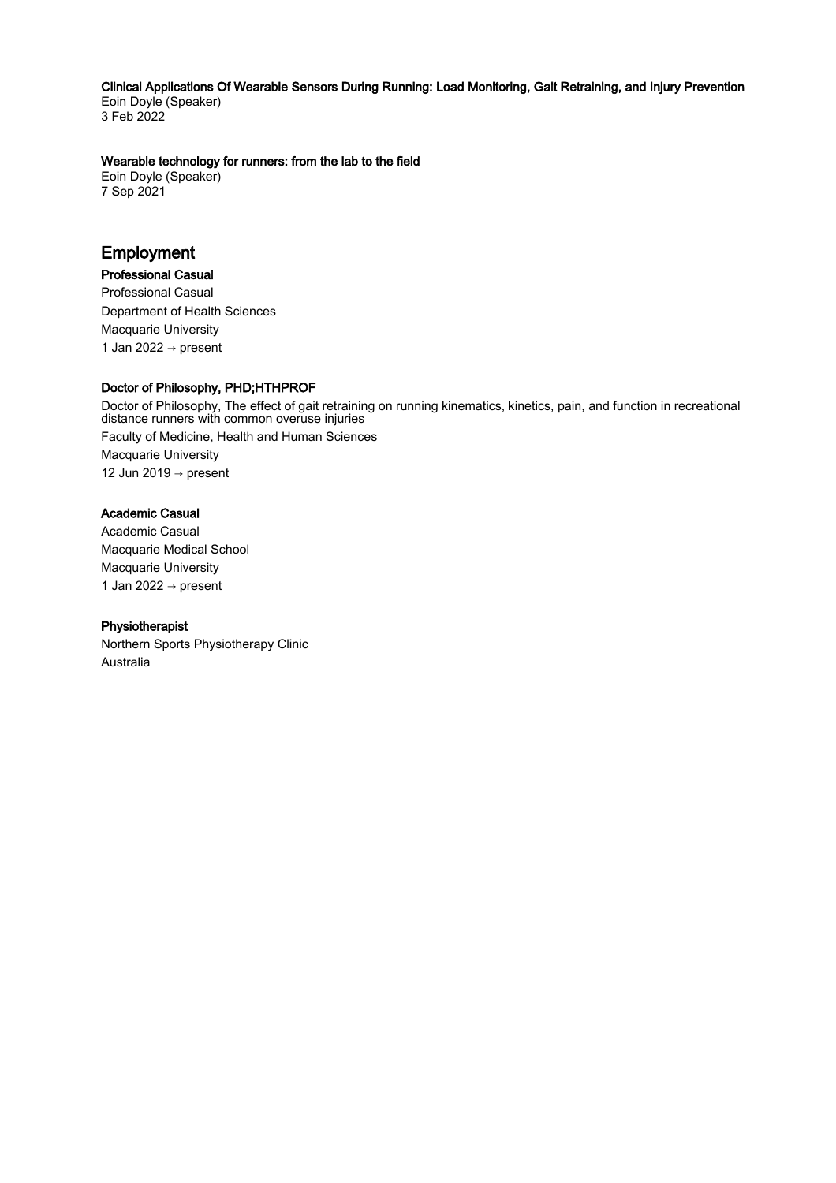### Clinical Applications Of Wearable Sensors During Running: Load Monitoring, Gait Retraining, and Injury Prevention

Eoin Doyle (Speaker)
3 Feb 2022

### Wearable technology for runners: from the lab to the field

Eoin Doyle (Speaker)
7 Sep 2021

## Employment

### Professional Casual

Professional Casual

Department of Health Sciences

Macquarie University

1 Jan 2022 → present

### Doctor of Philosophy, PHD;HTHPROF

Doctor of Philosophy, The effect of gait retraining on running kinematics, kinetics, pain, and function in recreational distance runners with common overuse injuries

Faculty of Medicine, Health and Human Sciences

Macquarie University

12 Jun 2019 → present

### Academic Casual

Academic Casual

Macquarie Medical School

Macquarie University

1 Jan 2022 → present

### Physiotherapist

Northern Sports Physiotherapy Clinic

Australia